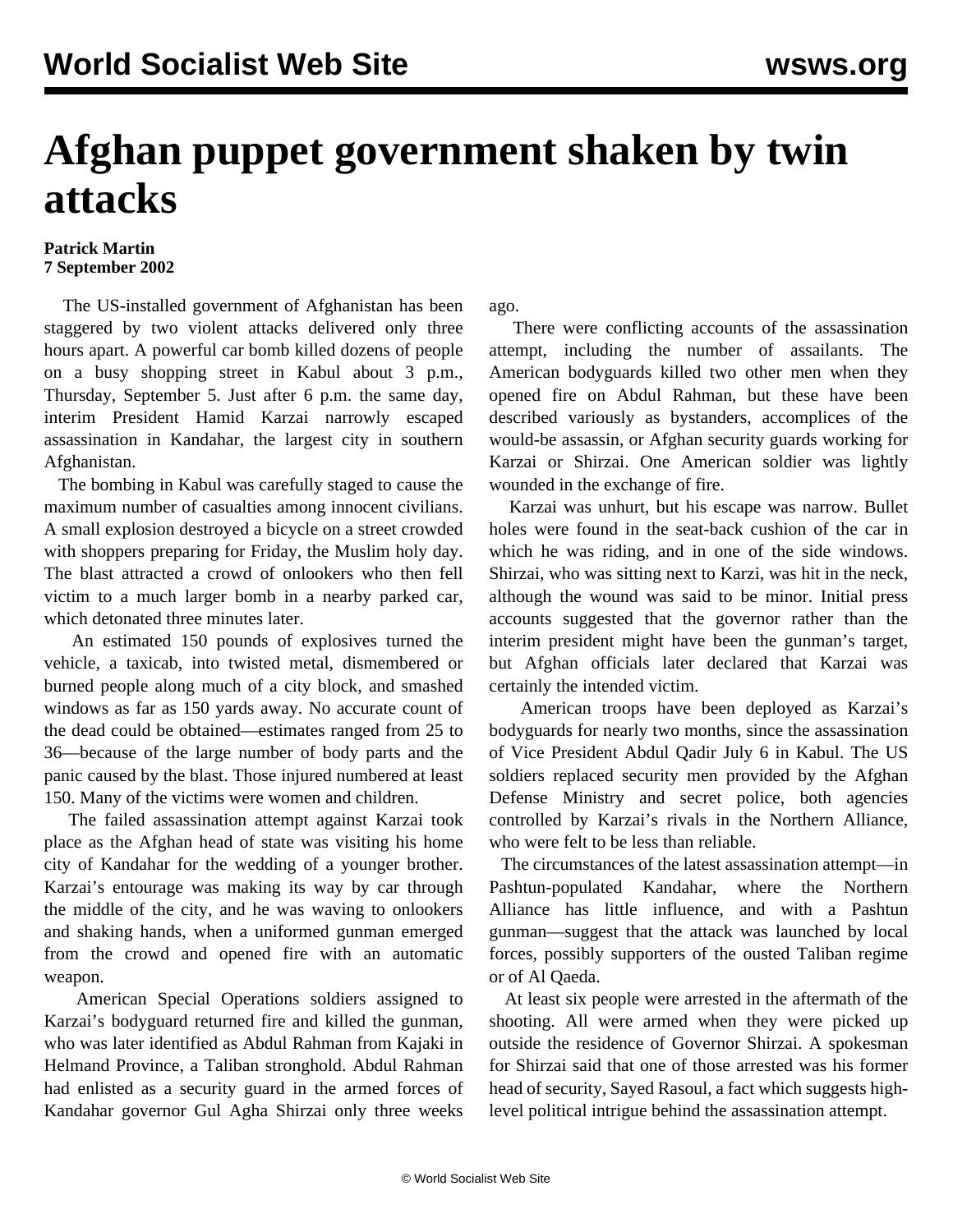# Afghan puppet government shaken by twin attacks

**Patrick Martin**
**7 September 2002**

The US-installed government of Afghanistan has been staggered by two violent attacks delivered only three hours apart. A powerful car bomb killed dozens of people on a busy shopping street in Kabul about 3 p.m., Thursday, September 5. Just after 6 p.m. the same day, interim President Hamid Karzai narrowly escaped assassination in Kandahar, the largest city in southern Afghanistan.

The bombing in Kabul was carefully staged to cause the maximum number of casualties among innocent civilians. A small explosion destroyed a bicycle on a street crowded with shoppers preparing for Friday, the Muslim holy day. The blast attracted a crowd of onlookers who then fell victim to a much larger bomb in a nearby parked car, which detonated three minutes later.

An estimated 150 pounds of explosives turned the vehicle, a taxicab, into twisted metal, dismembered or burned people along much of a city block, and smashed windows as far as 150 yards away. No accurate count of the dead could be obtained—estimates ranged from 25 to 36—because of the large number of body parts and the panic caused by the blast. Those injured numbered at least 150. Many of the victims were women and children.

The failed assassination attempt against Karzai took place as the Afghan head of state was visiting his home city of Kandahar for the wedding of a younger brother. Karzai's entourage was making its way by car through the middle of the city, and he was waving to onlookers and shaking hands, when a uniformed gunman emerged from the crowd and opened fire with an automatic weapon.

American Special Operations soldiers assigned to Karzai's bodyguard returned fire and killed the gunman, who was later identified as Abdul Rahman from Kajaki in Helmand Province, a Taliban stronghold. Abdul Rahman had enlisted as a security guard in the armed forces of Kandahar governor Gul Agha Shirzai only three weeks ago.

There were conflicting accounts of the assassination attempt, including the number of assailants. The American bodyguards killed two other men when they opened fire on Abdul Rahman, but these have been described variously as bystanders, accomplices of the would-be assassin, or Afghan security guards working for Karzai or Shirzai. One American soldier was lightly wounded in the exchange of fire.

Karzai was unhurt, but his escape was narrow. Bullet holes were found in the seat-back cushion of the car in which he was riding, and in one of the side windows. Shirzai, who was sitting next to Karzi, was hit in the neck, although the wound was said to be minor. Initial press accounts suggested that the governor rather than the interim president might have been the gunman's target, but Afghan officials later declared that Karzai was certainly the intended victim.

American troops have been deployed as Karzai's bodyguards for nearly two months, since the assassination of Vice President Abdul Qadir July 6 in Kabul. The US soldiers replaced security men provided by the Afghan Defense Ministry and secret police, both agencies controlled by Karzai's rivals in the Northern Alliance, who were felt to be less than reliable.

The circumstances of the latest assassination attempt—in Pashtun-populated Kandahar, where the Northern Alliance has little influence, and with a Pashtun gunman—suggest that the attack was launched by local forces, possibly supporters of the ousted Taliban regime or of Al Qaeda.

At least six people were arrested in the aftermath of the shooting. All were armed when they were picked up outside the residence of Governor Shirzai. A spokesman for Shirzai said that one of those arrested was his former head of security, Sayed Rasoul, a fact which suggests high-level political intrigue behind the assassination attempt.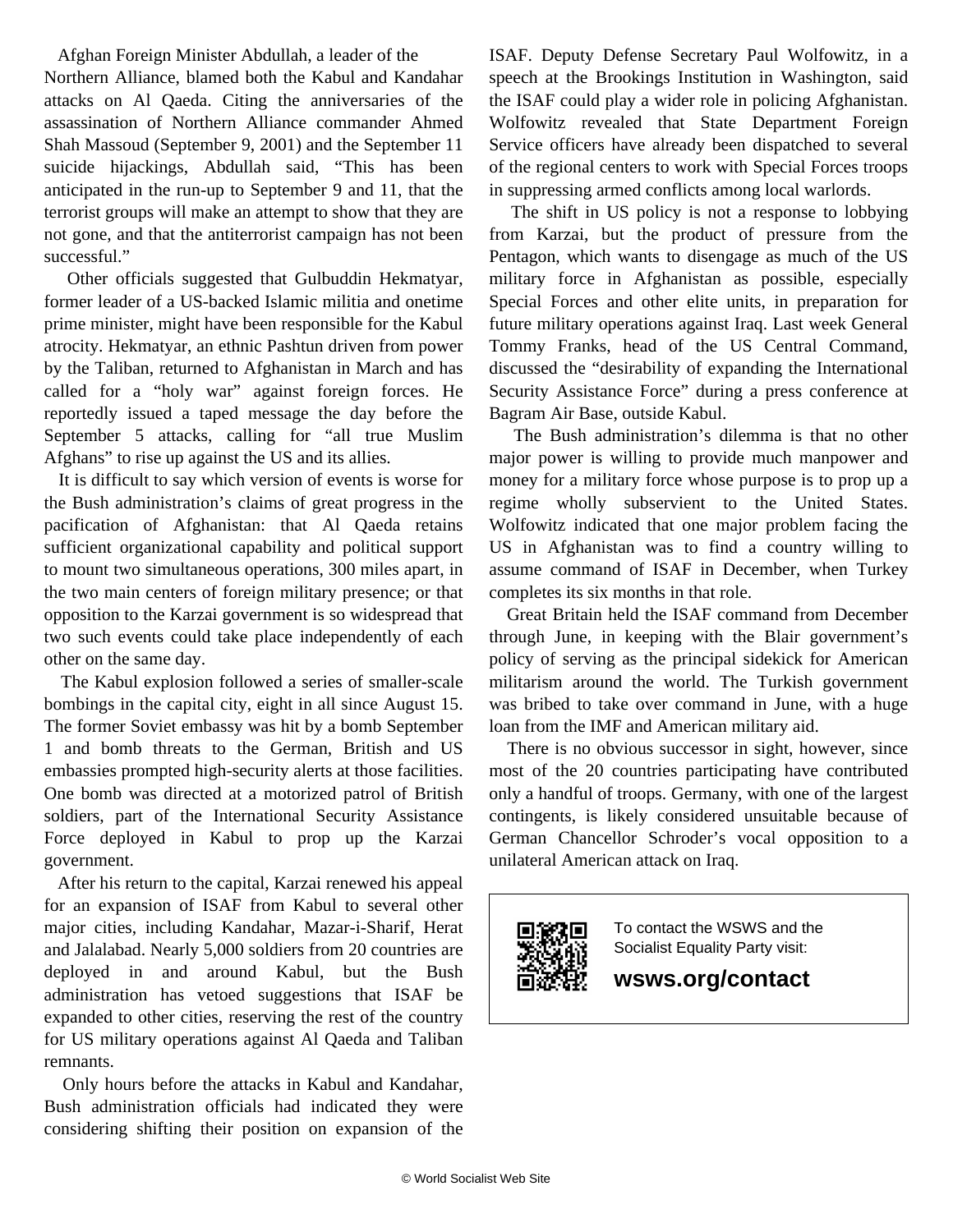Afghan Foreign Minister Abdullah, a leader of the Northern Alliance, blamed both the Kabul and Kandahar attacks on Al Qaeda. Citing the anniversaries of the assassination of Northern Alliance commander Ahmed Shah Massoud (September 9, 2001) and the September 11 suicide hijackings, Abdullah said, "This has been anticipated in the run-up to September 9 and 11, that the terrorist groups will make an attempt to show that they are not gone, and that the antiterrorist campaign has not been successful."

Other officials suggested that Gulbuddin Hekmatyar, former leader of a US-backed Islamic militia and onetime prime minister, might have been responsible for the Kabul atrocity. Hekmatyar, an ethnic Pashtun driven from power by the Taliban, returned to Afghanistan in March and has called for a "holy war" against foreign forces. He reportedly issued a taped message the day before the September 5 attacks, calling for "all true Muslim Afghans" to rise up against the US and its allies.

It is difficult to say which version of events is worse for the Bush administration's claims of great progress in the pacification of Afghanistan: that Al Qaeda retains sufficient organizational capability and political support to mount two simultaneous operations, 300 miles apart, in the two main centers of foreign military presence; or that opposition to the Karzai government is so widespread that two such events could take place independently of each other on the same day.

The Kabul explosion followed a series of smaller-scale bombings in the capital city, eight in all since August 15. The former Soviet embassy was hit by a bomb September 1 and bomb threats to the German, British and US embassies prompted high-security alerts at those facilities. One bomb was directed at a motorized patrol of British soldiers, part of the International Security Assistance Force deployed in Kabul to prop up the Karzai government.

After his return to the capital, Karzai renewed his appeal for an expansion of ISAF from Kabul to several other major cities, including Kandahar, Mazar-i-Sharif, Herat and Jalalabad. Nearly 5,000 soldiers from 20 countries are deployed in and around Kabul, but the Bush administration has vetoed suggestions that ISAF be expanded to other cities, reserving the rest of the country for US military operations against Al Qaeda and Taliban remnants.

Only hours before the attacks in Kabul and Kandahar, Bush administration officials had indicated they were considering shifting their position on expansion of the ISAF. Deputy Defense Secretary Paul Wolfowitz, in a speech at the Brookings Institution in Washington, said the ISAF could play a wider role in policing Afghanistan. Wolfowitz revealed that State Department Foreign Service officers have already been dispatched to several of the regional centers to work with Special Forces troops in suppressing armed conflicts among local warlords.

The shift in US policy is not a response to lobbying from Karzai, but the product of pressure from the Pentagon, which wants to disengage as much of the US military force in Afghanistan as possible, especially Special Forces and other elite units, in preparation for future military operations against Iraq. Last week General Tommy Franks, head of the US Central Command, discussed the "desirability of expanding the International Security Assistance Force" during a press conference at Bagram Air Base, outside Kabul.

The Bush administration's dilemma is that no other major power is willing to provide much manpower and money for a military force whose purpose is to prop up a regime wholly subservient to the United States. Wolfowitz indicated that one major problem facing the US in Afghanistan was to find a country willing to assume command of ISAF in December, when Turkey completes its six months in that role.

Great Britain held the ISAF command from December through June, in keeping with the Blair government's policy of serving as the principal sidekick for American militarism around the world. The Turkish government was bribed to take over command in June, with a huge loan from the IMF and American military aid.

There is no obvious successor in sight, however, since most of the 20 countries participating have contributed only a handful of troops. Germany, with one of the largest contingents, is likely considered unsuitable because of German Chancellor Schroder's vocal opposition to a unilateral American attack on Iraq.

To contact the WSWS and the Socialist Equality Party visit:

**wsws.org/contact**